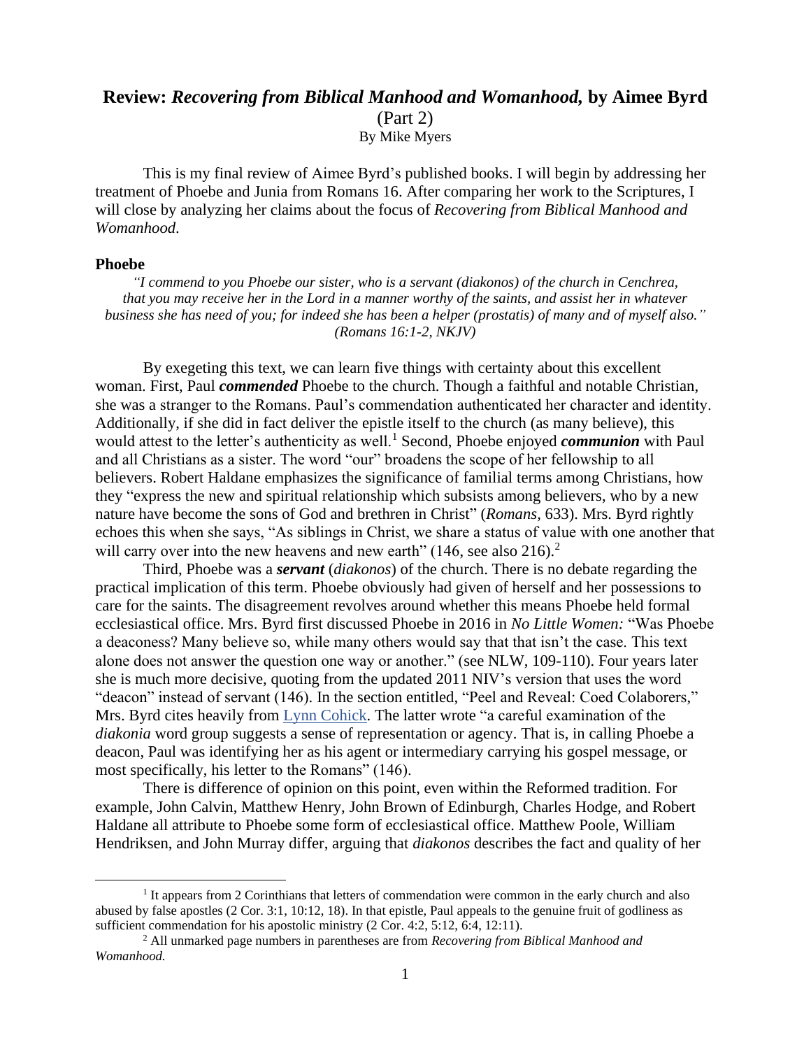# Review: *Recovering from Biblical Manhood and Womanhood,* by Aimee Byrd

(Part 2)

By Mike Myers

This is my final review of Aimee Byrd's published books. I will begin by addressing her treatment of Phoebe and Junia from Romans 16. After comparing her work to the Scriptures, I will close by analyzing her claims about the focus of *Recovering from Biblical Manhood and Womanhood.*

### Phoebe

*"I commend to you Phoebe our sister, who is a servant (diakonos) of the church in Cenchrea, that you may receive her in the Lord in a manner worthy of the saints, and assist her in whatever business she has need of you; for indeed she has been a helper (prostatis) of many and of myself also." (Romans 16:1-2, NKJV)*

By exegeting this text, we can learn five things with certainty about this excellent woman. First, Paul ***commended*** Phoebe to the church. Though a faithful and notable Christian, she was a stranger to the Romans. Paul's commendation authenticated her character and identity. Additionally, if she did in fact deliver the epistle itself to the church (as many believe), this would attest to the letter's authenticity as well.[1] Second, Phoebe enjoyed ***communion*** with Paul and all Christians as a sister. The word "our" broadens the scope of her fellowship to all believers. Robert Haldane emphasizes the significance of familial terms among Christians, how they "express the new and spiritual relationship which subsists among believers, who by a new nature have become the sons of God and brethren in Christ" (*Romans*, 633). Mrs. Byrd rightly echoes this when she says, "As siblings in Christ, we share a status of value with one another that will carry over into the new heavens and new earth" (146, see also 216).[2]

Third, Phoebe was a ***servant*** (*diakonos*) of the church. There is no debate regarding the practical implication of this term. Phoebe obviously had given of herself and her possessions to care for the saints. The disagreement revolves around whether this means Phoebe held formal ecclesiastical office. Mrs. Byrd first discussed Phoebe in 2016 in *No Little Women:* "Was Phoebe a deaconess? Many believe so, while many others would say that that isn't the case. This text alone does not answer the question one way or another." (see NLW, 109-110). Four years later she is much more decisive, quoting from the updated 2011 NIV's version that uses the word "deacon" instead of servant (146). In the section entitled, "Peel and Reveal: Coed Colaborers," Mrs. Byrd cites heavily from Lynn Cohick. The latter wrote "a careful examination of the *diakonia* word group suggests a sense of representation or agency. That is, in calling Phoebe a deacon, Paul was identifying her as his agent or intermediary carrying his gospel message, or most specifically, his letter to the Romans" (146).

There is difference of opinion on this point, even within the Reformed tradition. For example, John Calvin, Matthew Henry, John Brown of Edinburgh, Charles Hodge, and Robert Haldane all attribute to Phoebe some form of ecclesiastical office. Matthew Poole, William Hendriksen, and John Murray differ, arguing that *diakonos* describes the fact and quality of her

---

[1] It appears from 2 Corinthians that letters of commendation were common in the early church and also abused by false apostles (2 Cor. 3:1, 10:12, 18). In that epistle, Paul appeals to the genuine fruit of godliness as sufficient commendation for his apostolic ministry (2 Cor. 4:2, 5:12, 6:4, 12:11).

[2] All unmarked page numbers in parentheses are from *Recovering from Biblical Manhood and Womanhood.*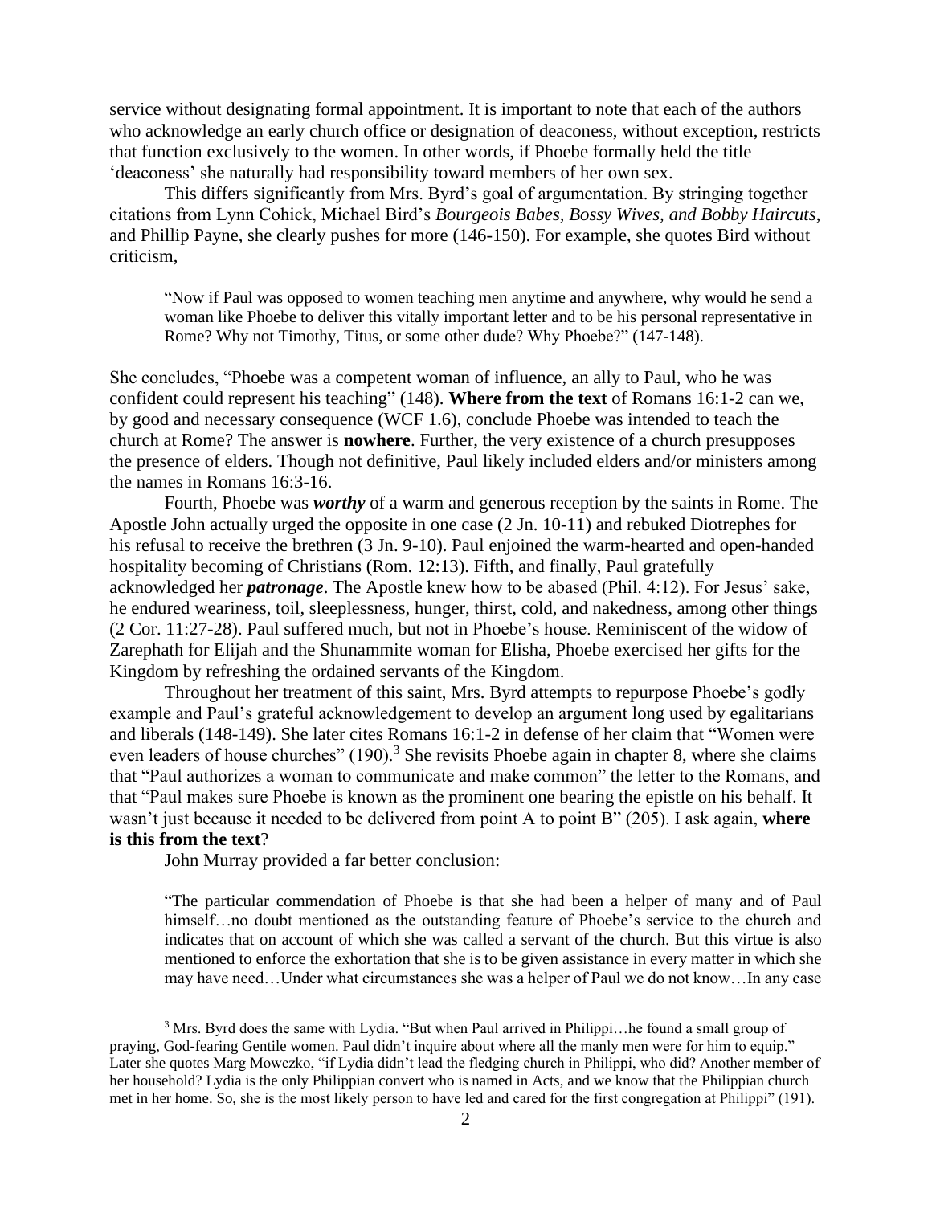service without designating formal appointment. It is important to note that each of the authors who acknowledge an early church office or designation of deaconess, without exception, restricts that function exclusively to the women. In other words, if Phoebe formally held the title 'deaconess' she naturally had responsibility toward members of her own sex.

This differs significantly from Mrs. Byrd's goal of argumentation. By stringing together citations from Lynn Cohick, Michael Bird's *Bourgeois Babes, Bossy Wives, and Bobby Haircuts*, and Phillip Payne, she clearly pushes for more (146-150). For example, she quotes Bird without criticism,

> "Now if Paul was opposed to women teaching men anytime and anywhere, why would he send a woman like Phoebe to deliver this vitally important letter and to be his personal representative in Rome? Why not Timothy, Titus, or some other dude? Why Phoebe?" (147-148).

She concludes, "Phoebe was a competent woman of influence, an ally to Paul, who he was confident could represent his teaching" (148). **Where from the text** of Romans 16:1-2 can we, by good and necessary consequence (WCF 1.6), conclude Phoebe was intended to teach the church at Rome? The answer is **nowhere**. Further, the very existence of a church presupposes the presence of elders. Though not definitive, Paul likely included elders and/or ministers among the names in Romans 16:3-16.

Fourth, Phoebe was ***worthy*** of a warm and generous reception by the saints in Rome. The Apostle John actually urged the opposite in one case (2 Jn. 10-11) and rebuked Diotrephes for his refusal to receive the brethren (3 Jn. 9-10). Paul enjoined the warm-hearted and open-handed hospitality becoming of Christians (Rom. 12:13). Fifth, and finally, Paul gratefully acknowledged her ***patronage***. The Apostle knew how to be abased (Phil. 4:12). For Jesus' sake, he endured weariness, toil, sleeplessness, hunger, thirst, cold, and nakedness, among other things (2 Cor. 11:27-28). Paul suffered much, but not in Phoebe's house. Reminiscent of the widow of Zarephath for Elijah and the Shunammite woman for Elisha, Phoebe exercised her gifts for the Kingdom by refreshing the ordained servants of the Kingdom.

Throughout her treatment of this saint, Mrs. Byrd attempts to repurpose Phoebe's godly example and Paul's grateful acknowledgement to develop an argument long used by egalitarians and liberals (148-149). She later cites Romans 16:1-2 in defense of her claim that "Women were even leaders of house churches" (190).[3] She revisits Phoebe again in chapter 8, where she claims that "Paul authorizes a woman to communicate and make common" the letter to the Romans, and that "Paul makes sure Phoebe is known as the prominent one bearing the epistle on his behalf. It wasn't just because it needed to be delivered from point A to point B" (205). I ask again, **where is this from the text**?

John Murray provided a far better conclusion:

> "The particular commendation of Phoebe is that she had been a helper of many and of Paul himself…no doubt mentioned as the outstanding feature of Phoebe's service to the church and indicates that on account of which she was called a servant of the church. But this virtue is also mentioned to enforce the exhortation that she is to be given assistance in every matter in which she may have need…Under what circumstances she was a helper of Paul we do not know…In any case

[3] Mrs. Byrd does the same with Lydia. "But when Paul arrived in Philippi…he found a small group of praying, God-fearing Gentile women. Paul didn't inquire about where all the manly men were for him to equip." Later she quotes Marg Mowczko, "if Lydia didn't lead the fledging church in Philippi, who did? Another member of her household? Lydia is the only Philippian convert who is named in Acts, and we know that the Philippian church met in her home. So, she is the most likely person to have led and cared for the first congregation at Philippi" (191).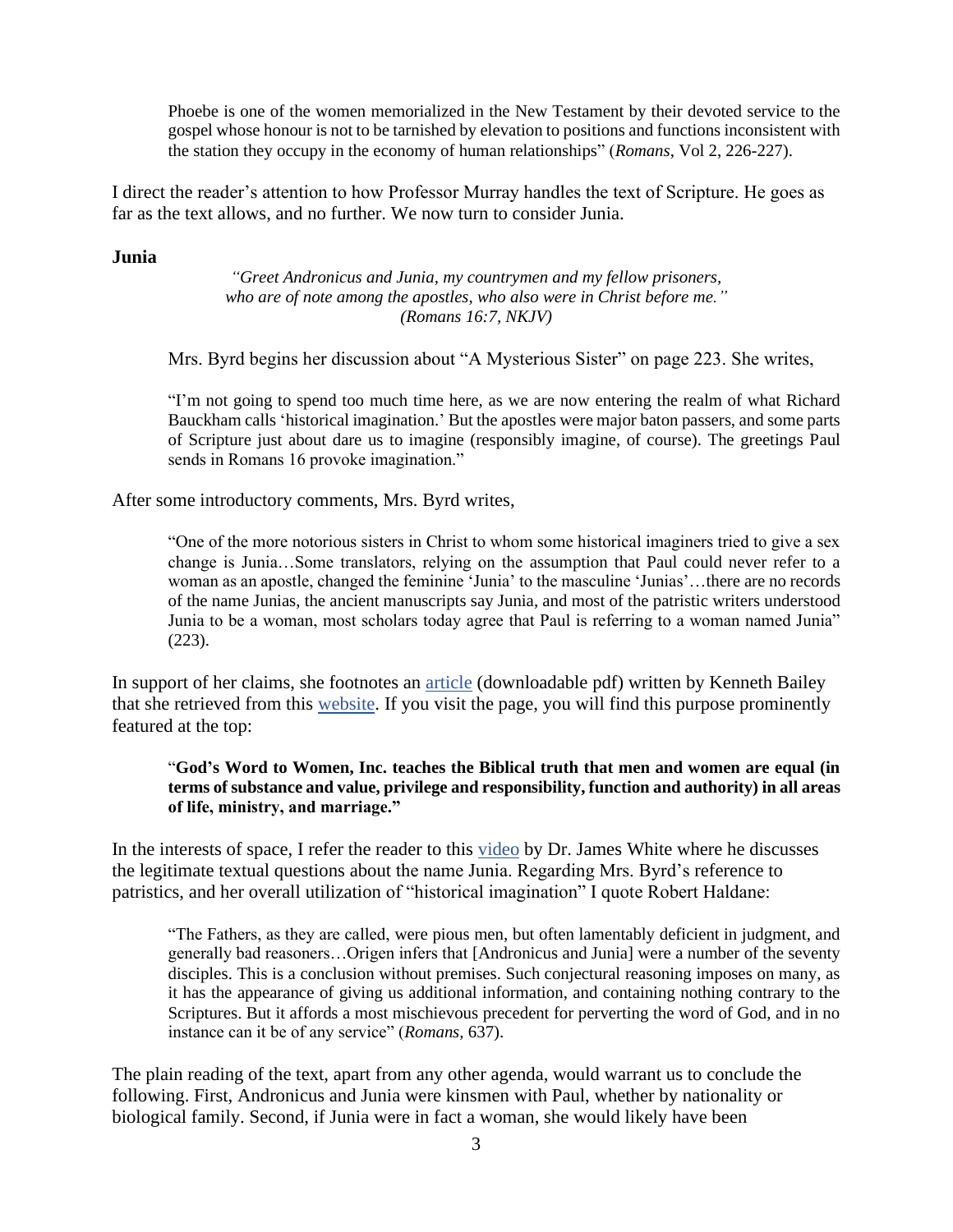> Phoebe is one of the women memorialized in the New Testament by their devoted service to the gospel whose honour is not to be tarnished by elevation to positions and functions inconsistent with the station they occupy in the economy of human relationships" (*Romans*, Vol 2, 226-227).

I direct the reader's attention to how Professor Murray handles the text of Scripture. He goes as far as the text allows, and no further. We now turn to consider Junia.

**Junia**

> *"Greet Andronicus and Junia, my countrymen and my fellow prisoners, who are of note among the apostles, who also were in Christ before me." (Romans 16:7, NKJV)*

Mrs. Byrd begins her discussion about "A Mysterious Sister" on page 223. She writes,

> "I'm not going to spend too much time here, as we are now entering the realm of what Richard Bauckham calls 'historical imagination.' But the apostles were major baton passers, and some parts of Scripture just about dare us to imagine (responsibly imagine, of course). The greetings Paul sends in Romans 16 provoke imagination."

After some introductory comments, Mrs. Byrd writes,

> "One of the more notorious sisters in Christ to whom some historical imaginers tried to give a sex change is Junia…Some translators, relying on the assumption that Paul could never refer to a woman as an apostle, changed the feminine 'Junia' to the masculine 'Junias'…there are no records of the name Junias, the ancient manuscripts say Junia, and most of the patristic writers understood Junia to be a woman, most scholars today agree that Paul is referring to a woman named Junia" (223).

In support of her claims, she footnotes an article (downloadable pdf) written by Kenneth Bailey that she retrieved from this website. If you visit the page, you will find this purpose prominently featured at the top:

> "**God's Word to Women, Inc. teaches the Biblical truth that men and women are equal (in terms of substance and value, privilege and responsibility, function and authority) in all areas of life, ministry, and marriage."**

In the interests of space, I refer the reader to this video by Dr. James White where he discusses the legitimate textual questions about the name Junia. Regarding Mrs. Byrd's reference to patristics, and her overall utilization of "historical imagination" I quote Robert Haldane:

> "The Fathers, as they are called, were pious men, but often lamentably deficient in judgment, and generally bad reasoners…Origen infers that [Andronicus and Junia] were a number of the seventy disciples. This is a conclusion without premises. Such conjectural reasoning imposes on many, as it has the appearance of giving us additional information, and containing nothing contrary to the Scriptures. But it affords a most mischievous precedent for perverting the word of God, and in no instance can it be of any service" (*Romans,* 637).

The plain reading of the text, apart from any other agenda, would warrant us to conclude the following. First, Andronicus and Junia were kinsmen with Paul, whether by nationality or biological family. Second, if Junia were in fact a woman, she would likely have been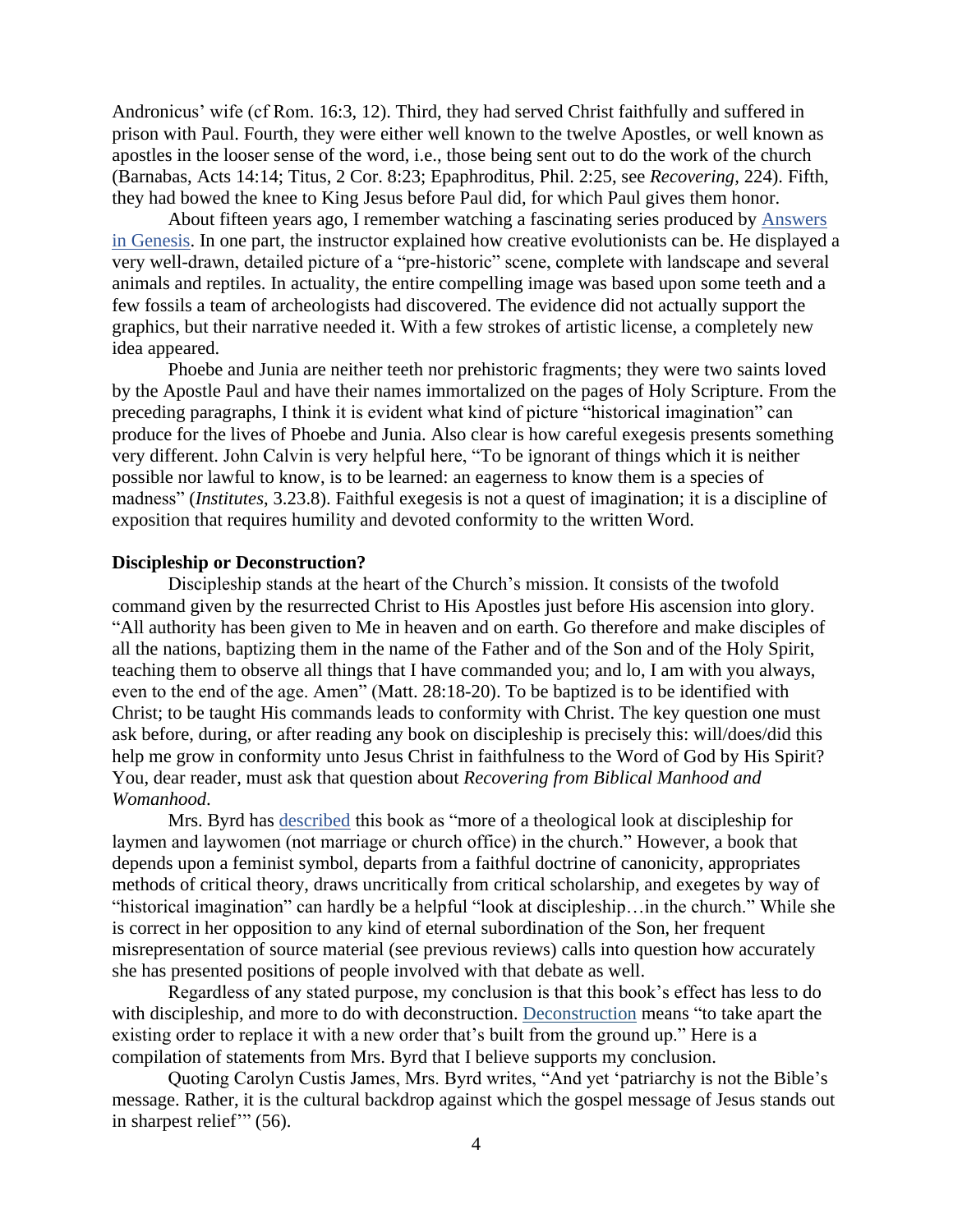Andronicus' wife (cf Rom. 16:3, 12). Third, they had served Christ faithfully and suffered in prison with Paul. Fourth, they were either well known to the twelve Apostles, or well known as apostles in the looser sense of the word, i.e., those being sent out to do the work of the church (Barnabas, Acts 14:14; Titus, 2 Cor. 8:23; Epaphroditus, Phil. 2:25, see *Recovering*, 224). Fifth, they had bowed the knee to King Jesus before Paul did, for which Paul gives them honor.

About fifteen years ago, I remember watching a fascinating series produced by Answers in Genesis. In one part, the instructor explained how creative evolutionists can be. He displayed a very well-drawn, detailed picture of a "pre-historic" scene, complete with landscape and several animals and reptiles. In actuality, the entire compelling image was based upon some teeth and a few fossils a team of archeologists had discovered. The evidence did not actually support the graphics, but their narrative needed it. With a few strokes of artistic license, a completely new idea appeared.

Phoebe and Junia are neither teeth nor prehistoric fragments; they were two saints loved by the Apostle Paul and have their names immortalized on the pages of Holy Scripture. From the preceding paragraphs, I think it is evident what kind of picture "historical imagination" can produce for the lives of Phoebe and Junia. Also clear is how careful exegesis presents something very different. John Calvin is very helpful here, "To be ignorant of things which it is neither possible nor lawful to know, is to be learned: an eagerness to know them is a species of madness" (*Institutes*, 3.23.8). Faithful exegesis is not a quest of imagination; it is a discipline of exposition that requires humility and devoted conformity to the written Word.

**Discipleship or Deconstruction?**

Discipleship stands at the heart of the Church's mission. It consists of the twofold command given by the resurrected Christ to His Apostles just before His ascension into glory. "All authority has been given to Me in heaven and on earth. Go therefore and make disciples of all the nations, baptizing them in the name of the Father and of the Son and of the Holy Spirit, teaching them to observe all things that I have commanded you; and lo, I am with you always, even to the end of the age. Amen" (Matt. 28:18-20). To be baptized is to be identified with Christ; to be taught His commands leads to conformity with Christ. The key question one must ask before, during, or after reading any book on discipleship is precisely this: will/does/did this help me grow in conformity unto Jesus Christ in faithfulness to the Word of God by His Spirit? You, dear reader, must ask that question about *Recovering from Biblical Manhood and Womanhood*.

Mrs. Byrd has described this book as "more of a theological look at discipleship for laymen and laywomen (not marriage or church office) in the church." However, a book that depends upon a feminist symbol, departs from a faithful doctrine of canonicity, appropriates methods of critical theory, draws uncritically from critical scholarship, and exegetes by way of "historical imagination" can hardly be a helpful "look at discipleship…in the church." While she is correct in her opposition to any kind of eternal subordination of the Son, her frequent misrepresentation of source material (see previous reviews) calls into question how accurately she has presented positions of people involved with that debate as well.

Regardless of any stated purpose, my conclusion is that this book's effect has less to do with discipleship, and more to do with deconstruction. Deconstruction means "to take apart the existing order to replace it with a new order that's built from the ground up." Here is a compilation of statements from Mrs. Byrd that I believe supports my conclusion.

Quoting Carolyn Custis James, Mrs. Byrd writes, "And yet 'patriarchy is not the Bible's message. Rather, it is the cultural backdrop against which the gospel message of Jesus stands out in sharpest relief'" (56).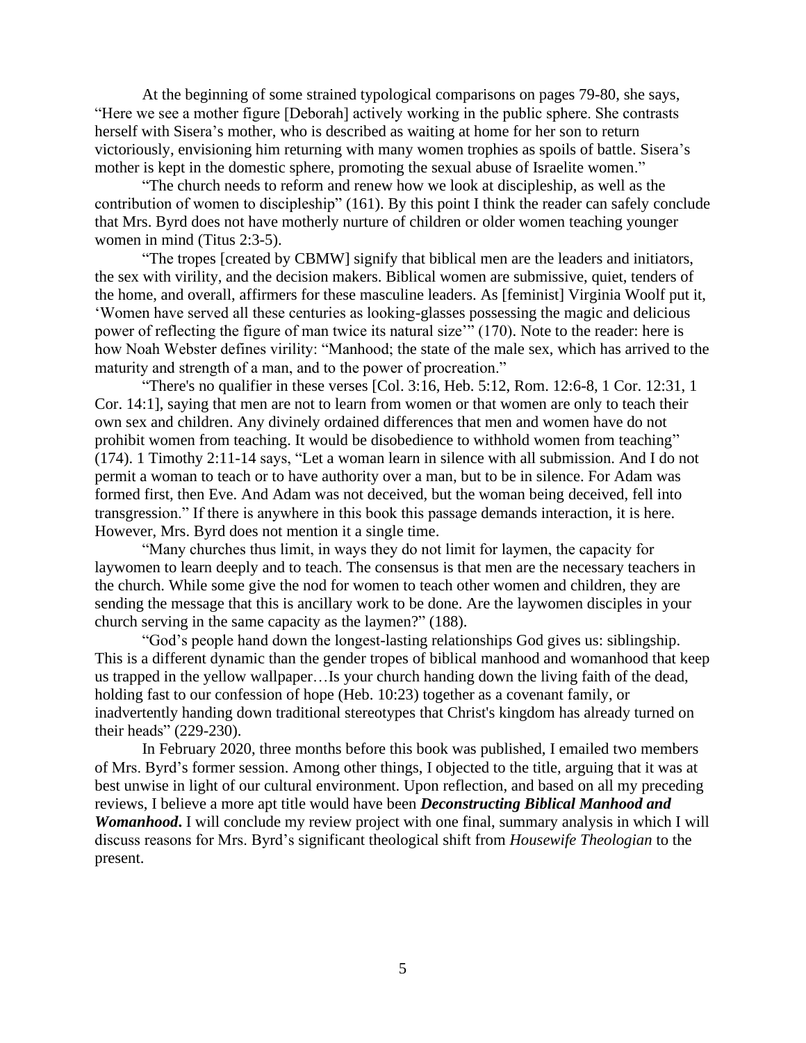At the beginning of some strained typological comparisons on pages 79-80, she says, "Here we see a mother figure [Deborah] actively working in the public sphere. She contrasts herself with Sisera's mother, who is described as waiting at home for her son to return victoriously, envisioning him returning with many women trophies as spoils of battle. Sisera's mother is kept in the domestic sphere, promoting the sexual abuse of Israelite women."

"The church needs to reform and renew how we look at discipleship, as well as the contribution of women to discipleship" (161). By this point I think the reader can safely conclude that Mrs. Byrd does not have motherly nurture of children or older women teaching younger women in mind (Titus 2:3-5).

"The tropes [created by CBMW] signify that biblical men are the leaders and initiators, the sex with virility, and the decision makers. Biblical women are submissive, quiet, tenders of the home, and overall, affirmers for these masculine leaders. As [feminist] Virginia Woolf put it, 'Women have served all these centuries as looking-glasses possessing the magic and delicious power of reflecting the figure of man twice its natural size'" (170). Note to the reader: here is how Noah Webster defines virility: "Manhood; the state of the male sex, which has arrived to the maturity and strength of a man, and to the power of procreation."

"There's no qualifier in these verses [Col. 3:16, Heb. 5:12, Rom. 12:6-8, 1 Cor. 12:31, 1 Cor. 14:1], saying that men are not to learn from women or that women are only to teach their own sex and children. Any divinely ordained differences that men and women have do not prohibit women from teaching. It would be disobedience to withhold women from teaching" (174). 1 Timothy 2:11-14 says, "Let a woman learn in silence with all submission. And I do not permit a woman to teach or to have authority over a man, but to be in silence. For Adam was formed first, then Eve. And Adam was not deceived, but the woman being deceived, fell into transgression." If there is anywhere in this book this passage demands interaction, it is here. However, Mrs. Byrd does not mention it a single time.

"Many churches thus limit, in ways they do not limit for laymen, the capacity for laywomen to learn deeply and to teach. The consensus is that men are the necessary teachers in the church. While some give the nod for women to teach other women and children, they are sending the message that this is ancillary work to be done. Are the laywomen disciples in your church serving in the same capacity as the laymen?" (188).

"God's people hand down the longest-lasting relationships God gives us: siblingship. This is a different dynamic than the gender tropes of biblical manhood and womanhood that keep us trapped in the yellow wallpaper…Is your church handing down the living faith of the dead, holding fast to our confession of hope (Heb. 10:23) together as a covenant family, or inadvertently handing down traditional stereotypes that Christ's kingdom has already turned on their heads" (229-230).

In February 2020, three months before this book was published, I emailed two members of Mrs. Byrd's former session. Among other things, I objected to the title, arguing that it was at best unwise in light of our cultural environment. Upon reflection, and based on all my preceding reviews, I believe a more apt title would have been ***Deconstructing Biblical Manhood and Womanhood***. I will conclude my review project with one final, summary analysis in which I will discuss reasons for Mrs. Byrd's significant theological shift from *Housewife Theologian* to the present.